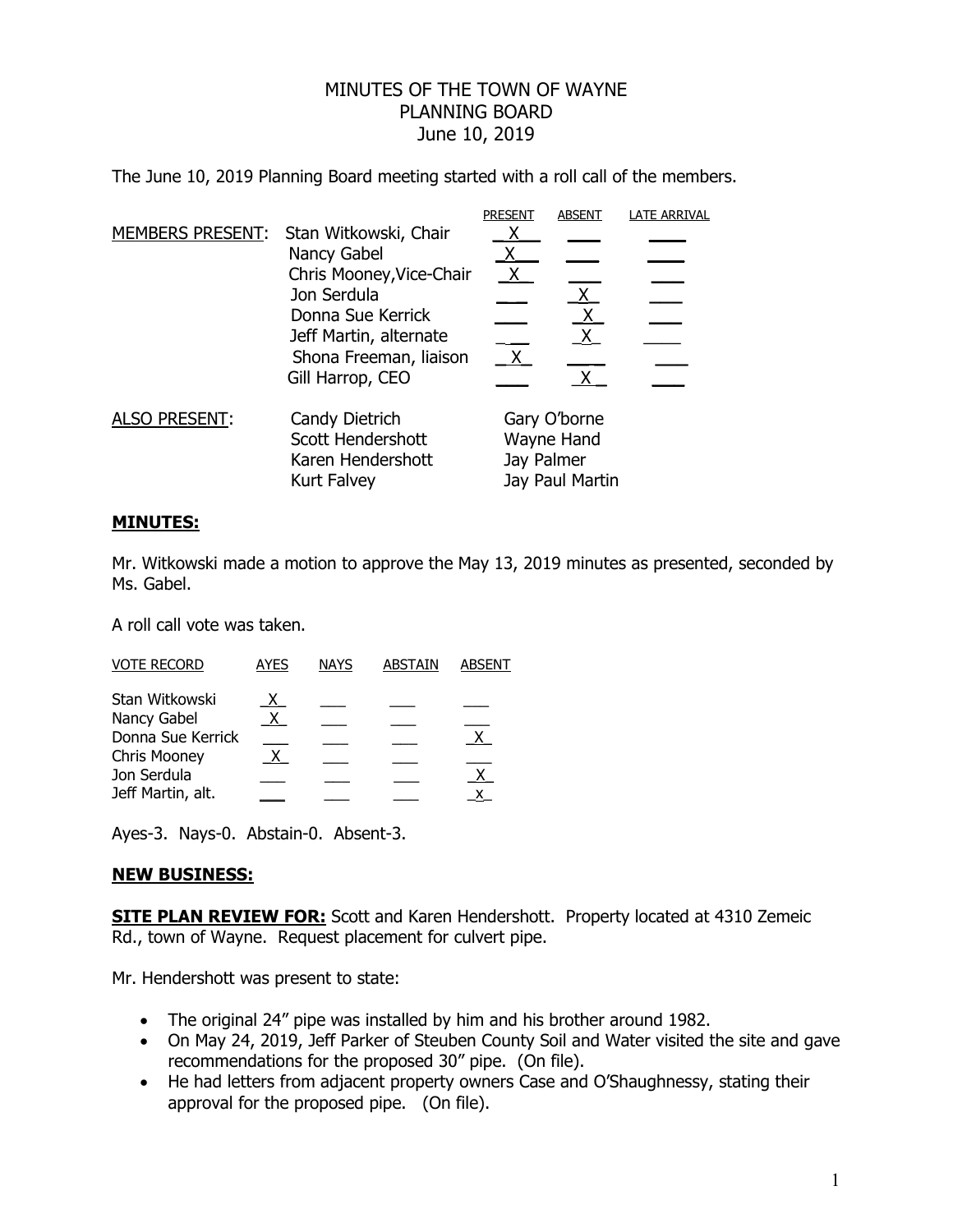# MINUTES OF THE TOWN OF WAYNE
## PLANNING BOARD
### June 10, 2019

The June 10, 2019 Planning Board meeting started with a roll call of the members.

| | | PRESENT | ABSENT | LATE ARRIVAL |
|---|---|---|---|---|
| MEMBERS PRESENT: | Stan Witkowski, Chair | X | | |
| | Nancy Gabel | X | | |
| | Chris Mooney,Vice-Chair | X | | |
| | Jon Serdula | | X | |
| | Donna Sue Kerrick | | X | |
| | Jeff Martin, alternate | | X | |
| | Shona Freeman, liaison | X | | |
| | Gill Harrop, CEO | | X | |

| ALSO PRESENT: | | |
|---|---|---|
| | Candy Dietrich | Gary O'borne |
| | Scott Hendershott | Wayne Hand |
| | Karen Hendershott | Jay Palmer |
| | Kurt Falvey | Jay Paul Martin |

**MINUTES:**

Mr. Witkowski made a motion to approve the May 13, 2019 minutes as presented, seconded by Ms. Gabel.

A roll call vote was taken.

| VOTE RECORD | AYES | NAYS | ABSTAIN | ABSENT |
|---|---|---|---|---|
| Stan Witkowski | X | | | |
| Nancy Gabel | X | | | |
| Donna Sue Kerrick | | | | X |
| Chris Mooney | X | | | |
| Jon Serdula | | | | X |
| Jeff Martin, alt. | | | | x |

Ayes-3. Nays-0. Abstain-0. Absent-3.

**NEW BUSINESS:**

**SITE PLAN REVIEW FOR:** Scott and Karen Hendershott. Property located at 4310 Zemeic Rd., town of Wayne. Request placement for culvert pipe.

Mr. Hendershott was present to state:

- The original 24" pipe was installed by him and his brother around 1982.
- On May 24, 2019, Jeff Parker of Steuben County Soil and Water visited the site and gave recommendations for the proposed 30" pipe. (On file).
- He had letters from adjacent property owners Case and O'Shaughnessy, stating their approval for the proposed pipe. (On file).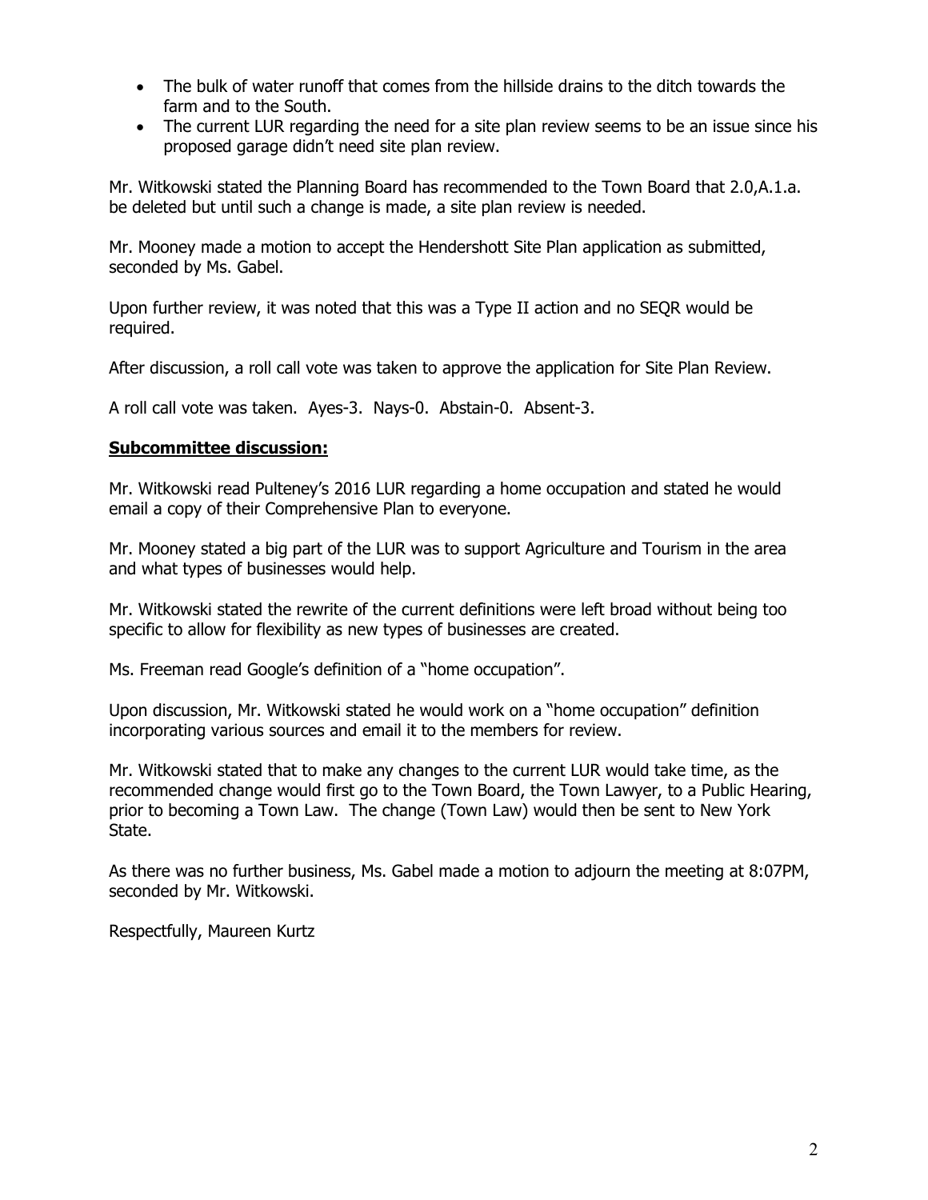- The bulk of water runoff that comes from the hillside drains to the ditch towards the farm and to the South.
- The current LUR regarding the need for a site plan review seems to be an issue since his proposed garage didn't need site plan review.

Mr. Witkowski stated the Planning Board has recommended to the Town Board that 2.0,A.1.a. be deleted but until such a change is made, a site plan review is needed.

Mr. Mooney made a motion to accept the Hendershott Site Plan application as submitted, seconded by Ms. Gabel.

Upon further review, it was noted that this was a Type II action and no SEQR would be required.

After discussion, a roll call vote was taken to approve the application for Site Plan Review.

A roll call vote was taken. Ayes-3. Nays-0. Abstain-0. Absent-3.

**Subcommittee discussion:**

Mr. Witkowski read Pulteney's 2016 LUR regarding a home occupation and stated he would email a copy of their Comprehensive Plan to everyone.

Mr. Mooney stated a big part of the LUR was to support Agriculture and Tourism in the area and what types of businesses would help.

Mr. Witkowski stated the rewrite of the current definitions were left broad without being too specific to allow for flexibility as new types of businesses are created.

Ms. Freeman read Google's definition of a "home occupation".

Upon discussion, Mr. Witkowski stated he would work on a "home occupation" definition incorporating various sources and email it to the members for review.

Mr. Witkowski stated that to make any changes to the current LUR would take time, as the recommended change would first go to the Town Board, the Town Lawyer, to a Public Hearing, prior to becoming a Town Law. The change (Town Law) would then be sent to New York State.

As there was no further business, Ms. Gabel made a motion to adjourn the meeting at 8:07PM, seconded by Mr. Witkowski.

Respectfully, Maureen Kurtz